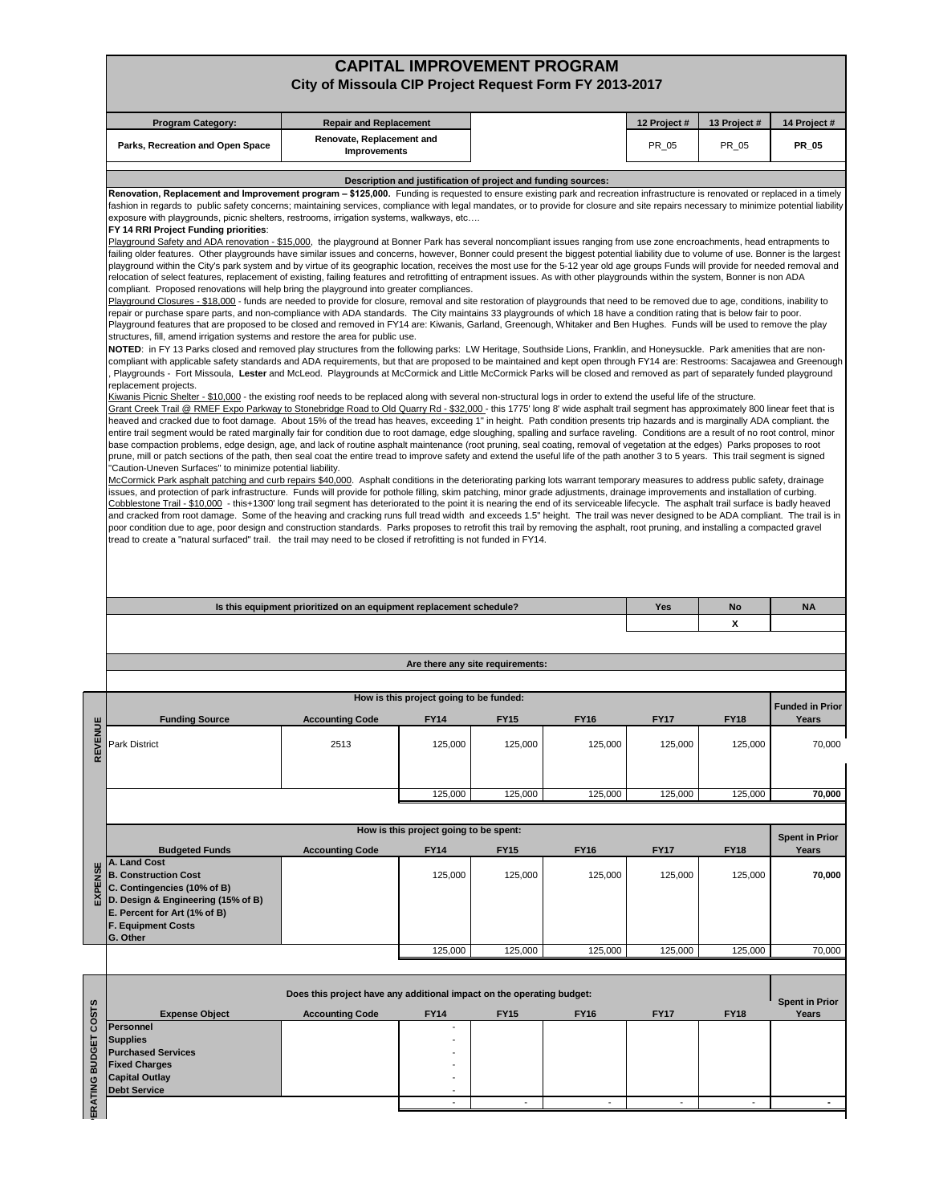# CAPITAL IMPROVEMENT PROGRAM

## City of Missoula CIP Project Request Form FY 2013-2017

| Program Category: | Repair and Replacement | | 12 Project # | 13 Project # | 14 Project # |
|---|---|---|---|---|---|
| Parks, Recreation and Open Space | Renovate, Replacement and Improvements | | PR_05 | PR_05 | **PR_05** |

### Description and justification of project and funding sources:

**Renovation, Replacement and Improvement program – $125,000.** Funding is requested to ensure existing park and recreation infrastructure is renovated or replaced in a timely fashion in regards to public safety concerns; maintaining services, compliance with legal mandates, or to provide for closure and site repairs necessary to minimize potential liability exposure with playgrounds, picnic shelters, restrooms, irrigation systems, walkways, etc….

**FY 14 RRI Project Funding priorities**:

Playground Safety and ADA renovation - $15,000, the playground at Bonner Park has several noncompliant issues ranging from use zone encroachments, head entrapments to failing older features. Other playgrounds have similar issues and concerns, however, Bonner could present the biggest potential liability due to volume of use. Bonner is the largest playground within the City's park system and by virtue of its geographic location, receives the most use for the 5-12 year old age groups Funds will provide for needed removal and relocation of select features, replacement of existing, failing features and retrofitting of entrapment issues. As with other playgrounds within the system, Bonner is non ADA compliant. Proposed renovations will help bring the playground into greater compliances.

Playground Closures - $18,000 - funds are needed to provide for closure, removal and site restoration of playgrounds that need to be removed due to age, conditions, inability to repair or purchase spare parts, and non-compliance with ADA standards. The City maintains 33 playgrounds of which 18 have a condition rating that is below fair to poor. Playground features that are proposed to be closed and removed in FY14 are: Kiwanis, Garland, Greenough, Whitaker and Ben Hughes. Funds will be used to remove the play structures, fill, amend irrigation systems and restore the area for public use.

**NOTED**: in FY 13 Parks closed and removed play structures from the following parks: LW Heritage, Southside Lions, Franklin, and Honeysuckle. Park amenities that are non-compliant with applicable safety standards and ADA requirements, but that are proposed to be maintained and kept open through FY14 are: Restrooms: Sacajawea and Greenough , Playgrounds - Fort Missoula, **Lester** and McLeod. Playgrounds at McCormick and Little McCormick Parks will be closed and removed as part of separately funded playground replacement projects.

Kiwanis Picnic Shelter - $10,000 - the existing roof needs to be replaced along with several non-structural logs in order to extend the useful life of the structure.

Grant Creek Trail @ RMEF Expo Parkway to Stonebridge Road to Old Quarry Rd - $32,000 - this 1775' long 8' wide asphalt trail segment has approximately 800 linear feet that is heaved and cracked due to foot damage. About 15% of the tread has heaves, exceeding 1" in height. Path condition presents trip hazards and is marginally ADA compliant. the entire trail segment would be rated marginally fair for condition due to root damage, edge sloughing, spalling and surface raveling. Conditions are a result of no root control, minor base compaction problems, edge design, age, and lack of routine asphalt maintenance (root pruning, seal coating, removal of vegetation at the edges) Parks proposes to root prune, mill or patch sections of the path, then seal coat the entire tread to improve safety and extend the useful life of the path another 3 to 5 years. This trail segment is signed "Caution-Uneven Surfaces" to minimize potential liability.

McCormick Park asphalt patching and curb repairs $40,000. Asphalt conditions in the deteriorating parking lots warrant temporary measures to address public safety, drainage issues, and protection of park infrastructure. Funds will provide for pothole filling, skim patching, minor grade adjustments, drainage improvements and installation of curbing.

Cobblestone Trail - $10,000 - this+1300' long trail segment has deteriorated to the point it is nearing the end of its serviceable lifecycle. The asphalt trail surface is badly heaved and cracked from root damage. Some of the heaving and cracking runs full tread width and exceeds 1.5" height. The trail was never designed to be ADA compliant. The trail is in poor condition due to age, poor design and construction standards. Parks proposes to retrofit this trail by removing the asphalt, root pruning, and installing a compacted gravel tread to create a "natural surfaced" trail. the trail may need to be closed if retrofitting is not funded in FY14.

| Is this equipment prioritized on an equipment replacement schedule? | Yes | No | NA |
|---|---|---|---|
| | | X | |

### Are there any site requirements:

## REVENUE

How is this project going to be funded:

| Funding Source | Accounting Code | FY14 | FY15 | FY16 | FY17 | FY18 | Funded in Prior Years |
|---|---|---|---|---|---|---|---|
| Park District | 2513 | 125,000 | 125,000 | 125,000 | 125,000 | 125,000 | 70,000 |
| | | 125,000 | 125,000 | 125,000 | 125,000 | 125,000 | **70,000** |

## EXPENSE

How is this project going to be spent:

| Budgeted Funds | Accounting Code | FY14 | FY15 | FY16 | FY17 | FY18 | Spent in Prior Years |
|---|---|---|---|---|---|---|---|
| A. Land Cost | | | | | | | |
| B. Construction Cost | | 125,000 | 125,000 | 125,000 | 125,000 | 125,000 | **70,000** |
| C. Contingencies (10% of B) | | | | | | | |
| D. Design & Engineering (15% of B) | | | | | | | |
| E. Percent for Art (1% of B) | | | | | | | |
| F. Equipment Costs | | | | | | | |
| G. Other | | | | | | | |
| | | 125,000 | 125,000 | 125,000 | 125,000 | 125,000 | 70,000 |

## OPERATING BUDGET COSTS

Does this project have any additional impact on the operating budget:

| Expense Object | Accounting Code | FY14 | FY15 | FY16 | FY17 | FY18 | Spent in Prior Years |
|---|---|---|---|---|---|---|---|
| Personnel | | - | | | | | |
| Supplies | | - | | | | | |
| Purchased Services | | - | | | | | |
| Fixed Charges | | - | | | | | |
| Capital Outlay | | - | | | | | |
| Debt Service | | - | | | | | |
| | | - | - | - | - | - | - |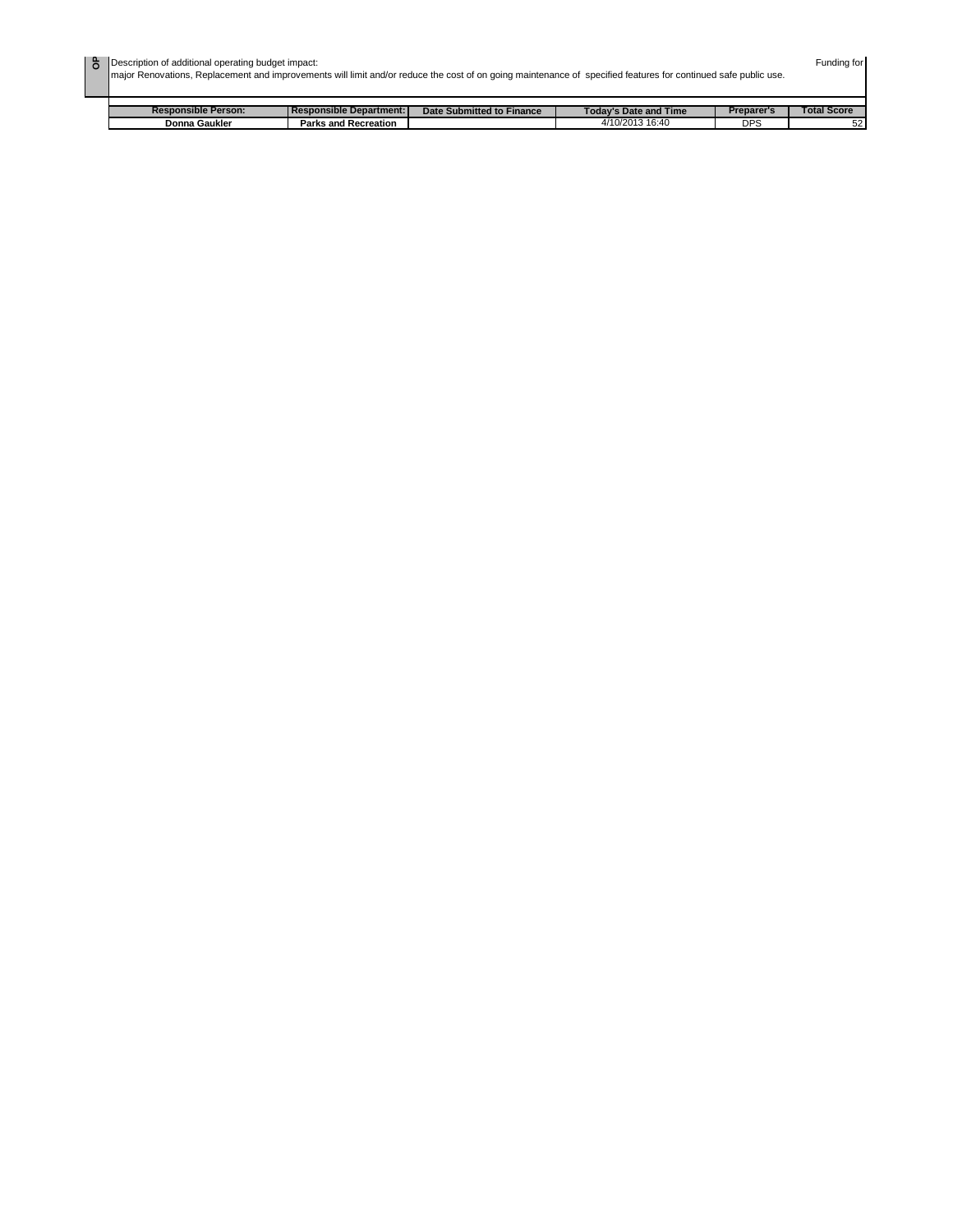OP

Description of additional operating budget impact:

major Renovations, Replacement and improvements will limit and/or reduce the cost of on going maintenance of specified features for continued safe public use.

Funding for

| Responsible Person: | Responsible Department: | Date Submitted to Finance | Today's Date and Time | Preparer's | Total Score |
|---|---|---|---|---|---|
| Donna Gaukler | Parks and Recreation | | 4/10/2013 16:40 | DPS | 52 |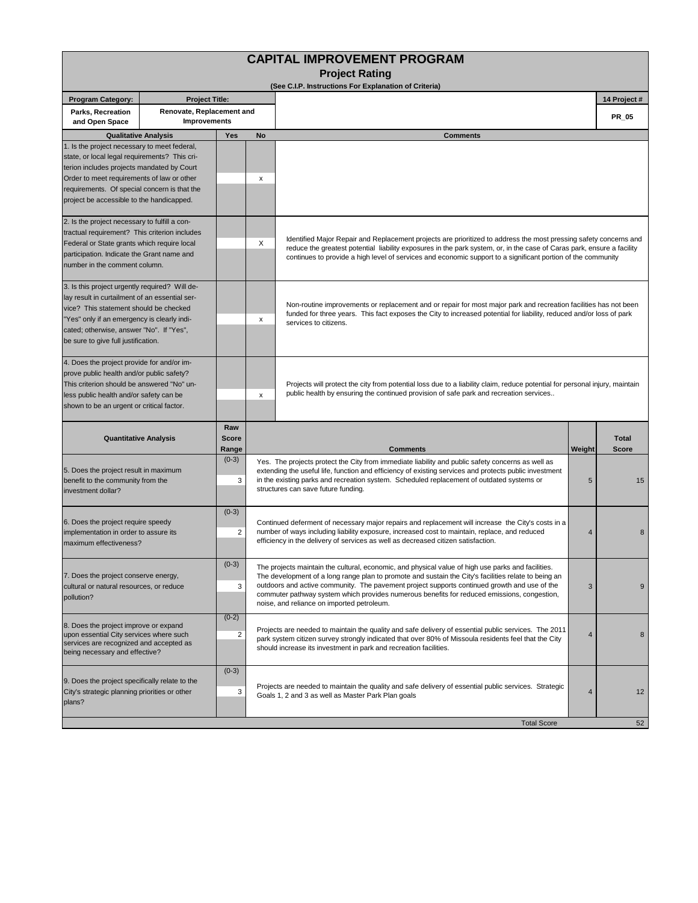# CAPITAL IMPROVEMENT PROGRAM

## Project Rating

(See C.I.P. Instructions For Explanation of Criteria)

| Program Category: | Project Title: | 14 Project # |
|---|---|---|
| Parks, Recreation and Open Space | Renovate, Replacement and Improvements | PR_05 |

| Qualitative Analysis | Yes | No | Comments |
|---|---|---|---|
| 1. Is the project necessary to meet federal, state, or local legal requirements? This criterion includes projects mandated by Court Order to meet requirements of law or other requirements. Of special concern is that the project be accessible to the handicapped. | | x | |
| 2. Is the project necessary to fulfill a contractual requirement? This criterion includes Federal or State grants which require local participation. Indicate the Grant name and number in the comment column. | | X | Identified Major Repair and Replacement projects are prioritized to address the most pressing safety concerns and reduce the greatest potential liability exposures in the park system, or, in the case of Caras park, ensure a facility continues to provide a high level of services and economic support to a significant portion of the community |
| 3. Is this project urgently required? Will delay result in curtailment of an essential service? This statement should be checked "Yes" only if an emergency is clearly indicated; otherwise, answer "No". If "Yes", be sure to give full justification. | | x | Non-routine improvements or replacement and or repair for most major park and recreation facilities has not been funded for three years. This fact exposes the City to increased potential for liability, reduced and/or loss of park services to citizens. |
| 4. Does the project provide for and/or improve public health and/or public safety? This criterion should be answered "No" unless public health and/or safety can be shown to be an urgent or critical factor. | | x | Projects will protect the city from potential loss due to a liability claim, reduce potential for personal injury, maintain public health by ensuring the continued provision of safe park and recreation services.. |

| Quantitative Analysis | Raw Score Range | | Comments | Weight | Total Score |
|---|---|---|---|---|---|
| 5. Does the project result in maximum benefit to the community from the investment dollar? | (0-3) | 3 | Yes. The projects protect the City from immediate liability and public safety concerns as well as extending the useful life, function and efficiency of existing services and protects public investment in the existing parks and recreation system. Scheduled replacement of outdated systems or structures can save future funding. | 5 | 15 |
| 6. Does the project require speedy implementation in order to assure its maximum effectiveness? | (0-3) | 2 | Continued deferment of necessary major repairs and replacement will increase the City's costs in a number of ways including liability exposure, increased cost to maintain, replace, and reduced efficiency in the delivery of services as well as decreased citizen satisfaction. | 4 | 8 |
| 7. Does the project conserve energy, cultural or natural resources, or reduce pollution? | (0-3) | 3 | The projects maintain the cultural, economic, and physical value of high use parks and facilities. The development of a long range plan to promote and sustain the City's facilities relate to being an outdoors and active community. The pavement project supports continued growth and use of the commuter pathway system which provides numerous benefits for reduced emissions, congestion, noise, and reliance on imported petroleum. | 3 | 9 |
| 8. Does the project improve or expand upon essential City services where such services are recognized and accepted as being necessary and effective? | (0-2) | 2 | Projects are needed to maintain the quality and safe delivery of essential public services. The 2011 park system citizen survey strongly indicated that over 80% of Missoula residents feel that the City should increase its investment in park and recreation facilities. | 4 | 8 |
| 9. Does the project specifically relate to the City's strategic planning priorities or other plans? | (0-3) | 3 | Projects are needed to maintain the quality and safe delivery of essential public services. Strategic Goals 1, 2 and 3 as well as Master Park Plan goals | 4 | 12 |
| | | | Total Score | | 52 |